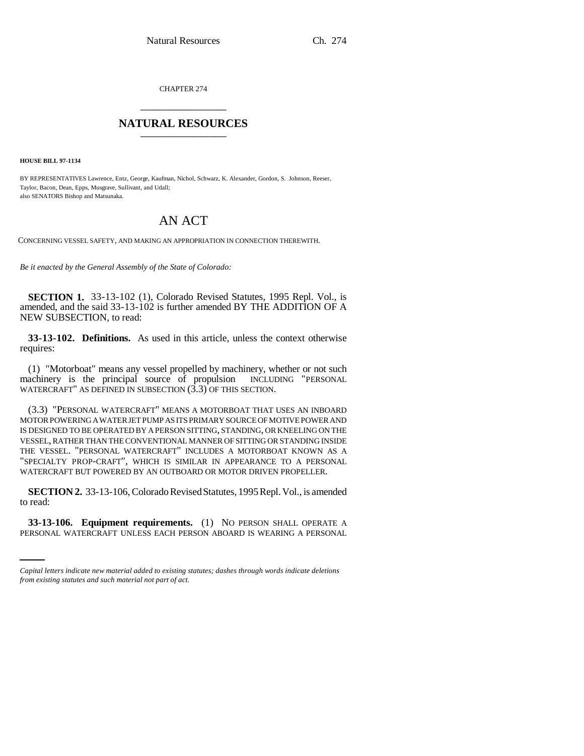CHAPTER 274

# NATURAL RESOURCES

**HOUSE BILL 97-1134**

BY REPRESENTATIVES Lawrence, Entz, George, Kaufman, Nichol, Schwarz, K. Alexander, Gordon, S. Johnson, Reeser, Taylor, Bacon, Dean, Epps, Musgrave, Sullivant, and Udall;
also SENATORS Bishop and Matsunaka.

# AN ACT

CONCERNING VESSEL SAFETY, AND MAKING AN APPROPRIATION IN CONNECTION THEREWITH.

*Be it enacted by the General Assembly of the State of Colorado:*

**SECTION 1.** 33-13-102 (1), Colorado Revised Statutes, 1995 Repl. Vol., is amended, and the said 33-13-102 is further amended BY THE ADDITION OF A NEW SUBSECTION, to read:

**33-13-102. Definitions.** As used in this article, unless the context otherwise requires:

(1) "Motorboat" means any vessel propelled by machinery, whether or not such machinery is the principal source of propulsion INCLUDING "PERSONAL WATERCRAFT" AS DEFINED IN SUBSECTION (3.3) OF THIS SECTION.

(3.3) "PERSONAL WATERCRAFT" MEANS A MOTORBOAT THAT USES AN INBOARD MOTOR POWERING A WATER JET PUMP AS ITS PRIMARY SOURCE OF MOTIVE POWER AND IS DESIGNED TO BE OPERATED BY A PERSON SITTING, STANDING, OR KNEELING ON THE VESSEL, RATHER THAN THE CONVENTIONAL MANNER OF SITTING OR STANDING INSIDE THE VESSEL. "PERSONAL WATERCRAFT" INCLUDES A MOTORBOAT KNOWN AS A "SPECIALTY PROP-CRAFT", WHICH IS SIMILAR IN APPEARANCE TO A PERSONAL WATERCRAFT BUT POWERED BY AN OUTBOARD OR MOTOR DRIVEN PROPELLER.

**SECTION 2.** 33-13-106, Colorado Revised Statutes, 1995 Repl. Vol., is amended to read:

**33-13-106. Equipment requirements.** (1) NO PERSON SHALL OPERATE A PERSONAL WATERCRAFT UNLESS EACH PERSON ABOARD IS WEARING A PERSONAL

*Capital letters indicate new material added to existing statutes; dashes through words indicate deletions from existing statutes and such material not part of act.*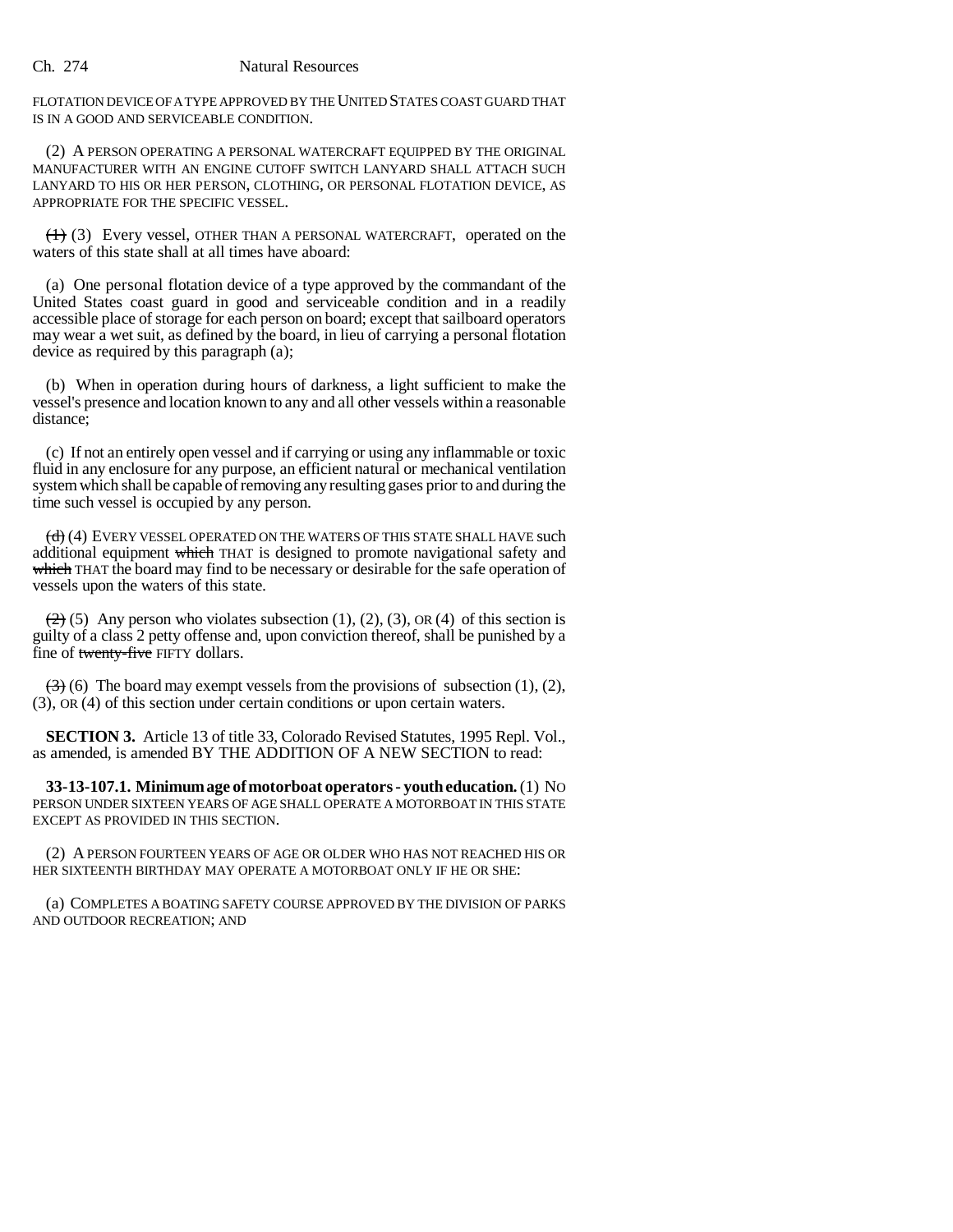FLOTATION DEVICE OF A TYPE APPROVED BY THE UNITED STATES COAST GUARD THAT IS IN A GOOD AND SERVICEABLE CONDITION.

(2) A PERSON OPERATING A PERSONAL WATERCRAFT EQUIPPED BY THE ORIGINAL MANUFACTURER WITH AN ENGINE CUTOFF SWITCH LANYARD SHALL ATTACH SUCH LANYARD TO HIS OR HER PERSON, CLOTHING, OR PERSONAL FLOTATION DEVICE, AS APPROPRIATE FOR THE SPECIFIC VESSEL.

~~(1)~~ (3) Every vessel, OTHER THAN A PERSONAL WATERCRAFT, operated on the waters of this state shall at all times have aboard:

(a) One personal flotation device of a type approved by the commandant of the United States coast guard in good and serviceable condition and in a readily accessible place of storage for each person on board; except that sailboard operators may wear a wet suit, as defined by the board, in lieu of carrying a personal flotation device as required by this paragraph (a);

(b) When in operation during hours of darkness, a light sufficient to make the vessel's presence and location known to any and all other vessels within a reasonable distance;

(c) If not an entirely open vessel and if carrying or using any inflammable or toxic fluid in any enclosure for any purpose, an efficient natural or mechanical ventilation system which shall be capable of removing any resulting gases prior to and during the time such vessel is occupied by any person.

~~(d)~~ (4) EVERY VESSEL OPERATED ON THE WATERS OF THIS STATE SHALL HAVE such additional equipment ~~which~~ THAT is designed to promote navigational safety and ~~which~~ THAT the board may find to be necessary or desirable for the safe operation of vessels upon the waters of this state.

~~(2)~~ (5) Any person who violates subsection (1), (2), (3), OR (4) of this section is guilty of a class 2 petty offense and, upon conviction thereof, shall be punished by a fine of ~~twenty-five~~ FIFTY dollars.

~~(3)~~ (6) The board may exempt vessels from the provisions of subsection (1), (2), (3), OR (4) of this section under certain conditions or upon certain waters.

**SECTION 3.** Article 13 of title 33, Colorado Revised Statutes, 1995 Repl. Vol., as amended, is amended BY THE ADDITION OF A NEW SECTION to read:

**33-13-107.1. Minimum age of motorboat operators - youth education.** (1) NO PERSON UNDER SIXTEEN YEARS OF AGE SHALL OPERATE A MOTORBOAT IN THIS STATE EXCEPT AS PROVIDED IN THIS SECTION.

(2) A PERSON FOURTEEN YEARS OF AGE OR OLDER WHO HAS NOT REACHED HIS OR HER SIXTEENTH BIRTHDAY MAY OPERATE A MOTORBOAT ONLY IF HE OR SHE:

(a) COMPLETES A BOATING SAFETY COURSE APPROVED BY THE DIVISION OF PARKS AND OUTDOOR RECREATION; AND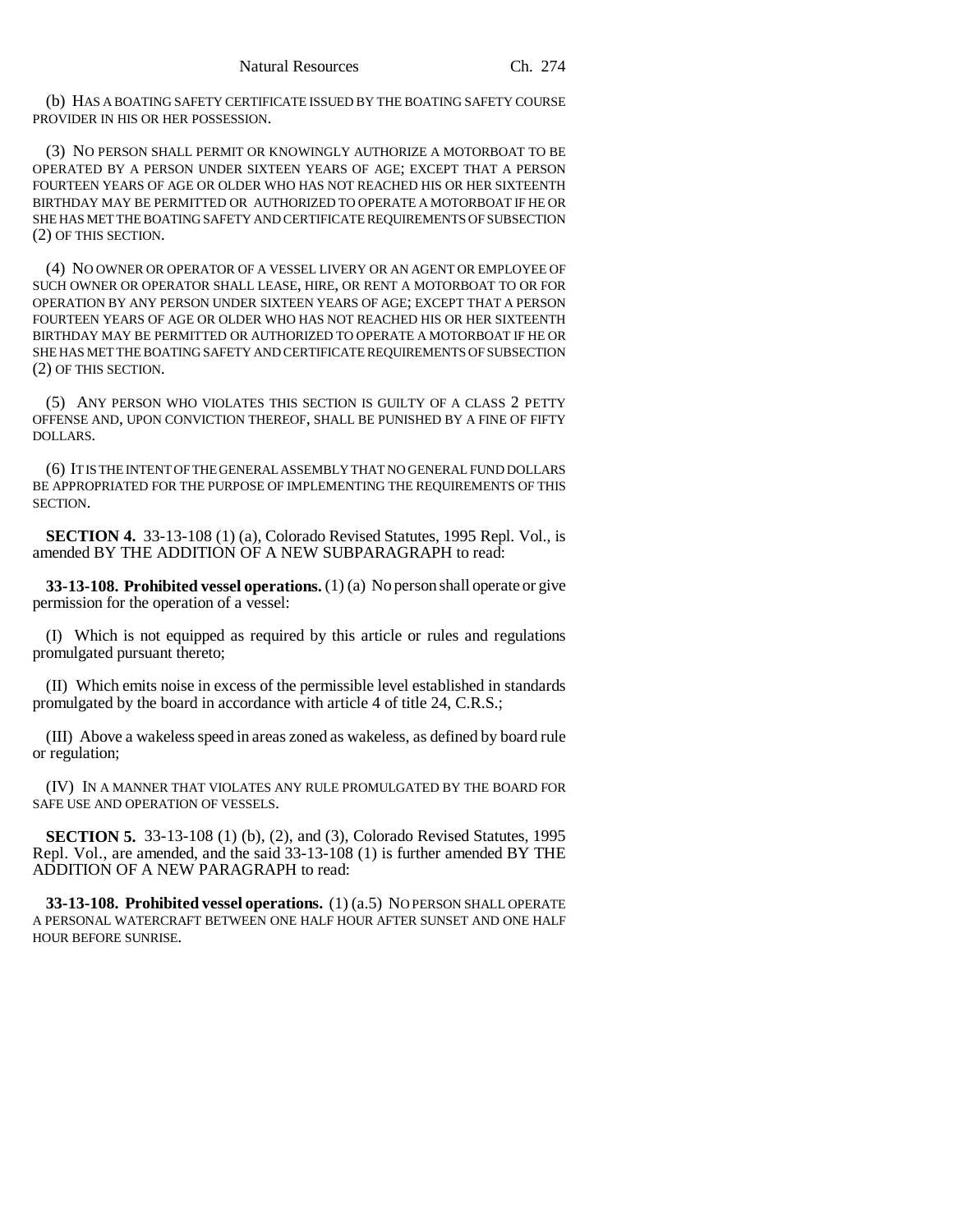(b) HAS A BOATING SAFETY CERTIFICATE ISSUED BY THE BOATING SAFETY COURSE PROVIDER IN HIS OR HER POSSESSION.

(3) NO PERSON SHALL PERMIT OR KNOWINGLY AUTHORIZE A MOTORBOAT TO BE OPERATED BY A PERSON UNDER SIXTEEN YEARS OF AGE; EXCEPT THAT A PERSON FOURTEEN YEARS OF AGE OR OLDER WHO HAS NOT REACHED HIS OR HER SIXTEENTH BIRTHDAY MAY BE PERMITTED OR AUTHORIZED TO OPERATE A MOTORBOAT IF HE OR SHE HAS MET THE BOATING SAFETY AND CERTIFICATE REQUIREMENTS OF SUBSECTION (2) OF THIS SECTION.

(4) NO OWNER OR OPERATOR OF A VESSEL LIVERY OR AN AGENT OR EMPLOYEE OF SUCH OWNER OR OPERATOR SHALL LEASE, HIRE, OR RENT A MOTORBOAT TO OR FOR OPERATION BY ANY PERSON UNDER SIXTEEN YEARS OF AGE; EXCEPT THAT A PERSON FOURTEEN YEARS OF AGE OR OLDER WHO HAS NOT REACHED HIS OR HER SIXTEENTH BIRTHDAY MAY BE PERMITTED OR AUTHORIZED TO OPERATE A MOTORBOAT IF HE OR SHE HAS MET THE BOATING SAFETY AND CERTIFICATE REQUIREMENTS OF SUBSECTION (2) OF THIS SECTION.

(5) ANY PERSON WHO VIOLATES THIS SECTION IS GUILTY OF A CLASS 2 PETTY OFFENSE AND, UPON CONVICTION THEREOF, SHALL BE PUNISHED BY A FINE OF FIFTY DOLLARS.

(6) IT IS THE INTENT OF THE GENERAL ASSEMBLY THAT NO GENERAL FUND DOLLARS BE APPROPRIATED FOR THE PURPOSE OF IMPLEMENTING THE REQUIREMENTS OF THIS SECTION.

**SECTION 4.** 33-13-108 (1) (a), Colorado Revised Statutes, 1995 Repl. Vol., is amended BY THE ADDITION OF A NEW SUBPARAGRAPH to read:

**33-13-108. Prohibited vessel operations.** (1) (a) No person shall operate or give permission for the operation of a vessel:

(I) Which is not equipped as required by this article or rules and regulations promulgated pursuant thereto;

(II) Which emits noise in excess of the permissible level established in standards promulgated by the board in accordance with article 4 of title 24, C.R.S.;

(III) Above a wakeless speed in areas zoned as wakeless, as defined by board rule or regulation;

(IV) IN A MANNER THAT VIOLATES ANY RULE PROMULGATED BY THE BOARD FOR SAFE USE AND OPERATION OF VESSELS.

**SECTION 5.** 33-13-108 (1) (b), (2), and (3), Colorado Revised Statutes, 1995 Repl. Vol., are amended, and the said 33-13-108 (1) is further amended BY THE ADDITION OF A NEW PARAGRAPH to read:

**33-13-108. Prohibited vessel operations.** (1) (a.5) NO PERSON SHALL OPERATE A PERSONAL WATERCRAFT BETWEEN ONE HALF HOUR AFTER SUNSET AND ONE HALF HOUR BEFORE SUNRISE.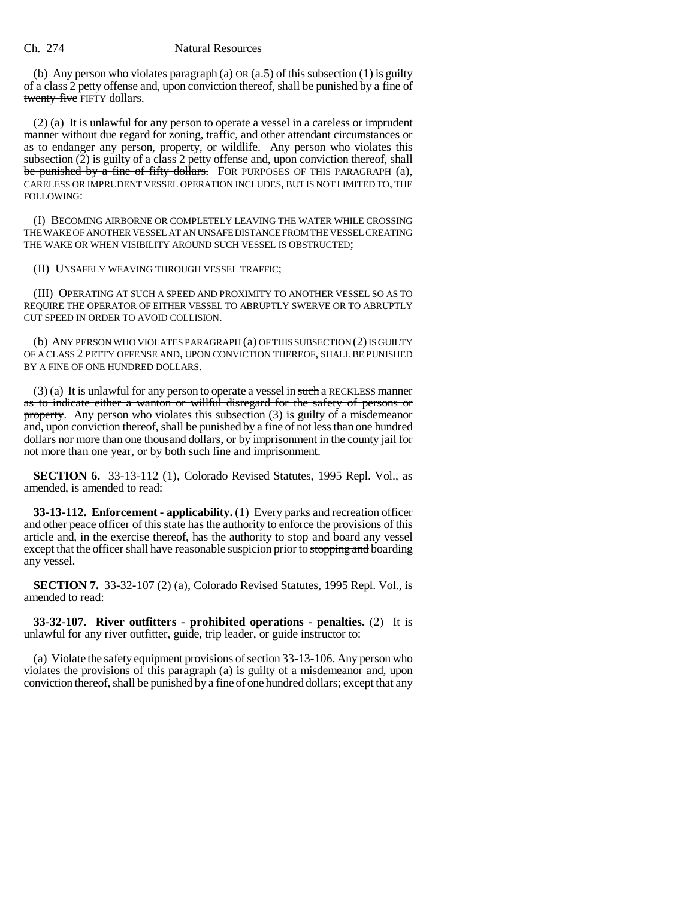(b) Any person who violates paragraph (a) OR (a.5) of this subsection (1) is guilty of a class 2 petty offense and, upon conviction thereof, shall be punished by a fine of ~~twenty-five~~ FIFTY dollars.

(2) (a) It is unlawful for any person to operate a vessel in a careless or imprudent manner without due regard for zoning, traffic, and other attendant circumstances or as to endanger any person, property, or wildlife. ~~Any person who violates this subsection (2) is guilty of a class 2 petty offense and, upon conviction thereof, shall be punished by a fine of fifty dollars.~~ FOR PURPOSES OF THIS PARAGRAPH (a), CARELESS OR IMPRUDENT VESSEL OPERATION INCLUDES, BUT IS NOT LIMITED TO, THE FOLLOWING:

(I) BECOMING AIRBORNE OR COMPLETELY LEAVING THE WATER WHILE CROSSING THE WAKE OF ANOTHER VESSEL AT AN UNSAFE DISTANCE FROM THE VESSEL CREATING THE WAKE OR WHEN VISIBILITY AROUND SUCH VESSEL IS OBSTRUCTED;

(II) UNSAFELY WEAVING THROUGH VESSEL TRAFFIC;

(III) OPERATING AT SUCH A SPEED AND PROXIMITY TO ANOTHER VESSEL SO AS TO REQUIRE THE OPERATOR OF EITHER VESSEL TO ABRUPTLY SWERVE OR TO ABRUPTLY CUT SPEED IN ORDER TO AVOID COLLISION.

(b) ANY PERSON WHO VIOLATES PARAGRAPH (a) OF THIS SUBSECTION (2) IS GUILTY OF A CLASS 2 PETTY OFFENSE AND, UPON CONVICTION THEREOF, SHALL BE PUNISHED BY A FINE OF ONE HUNDRED DOLLARS.

(3) (a) It is unlawful for any person to operate a vessel in ~~such~~ a RECKLESS manner ~~as to indicate either a wanton or willful disregard for the safety of persons or property~~. Any person who violates this subsection (3) is guilty of a misdemeanor and, upon conviction thereof, shall be punished by a fine of not less than one hundred dollars nor more than one thousand dollars, or by imprisonment in the county jail for not more than one year, or by both such fine and imprisonment.

**SECTION 6.** 33-13-112 (1), Colorado Revised Statutes, 1995 Repl. Vol., as amended, is amended to read:

**33-13-112. Enforcement - applicability.** (1) Every parks and recreation officer and other peace officer of this state has the authority to enforce the provisions of this article and, in the exercise thereof, has the authority to stop and board any vessel except that the officer shall have reasonable suspicion prior to ~~stopping and~~ boarding any vessel.

**SECTION 7.** 33-32-107 (2) (a), Colorado Revised Statutes, 1995 Repl. Vol., is amended to read:

**33-32-107. River outfitters - prohibited operations - penalties.** (2) It is unlawful for any river outfitter, guide, trip leader, or guide instructor to:

(a) Violate the safety equipment provisions of section 33-13-106. Any person who violates the provisions of this paragraph (a) is guilty of a misdemeanor and, upon conviction thereof, shall be punished by a fine of one hundred dollars; except that any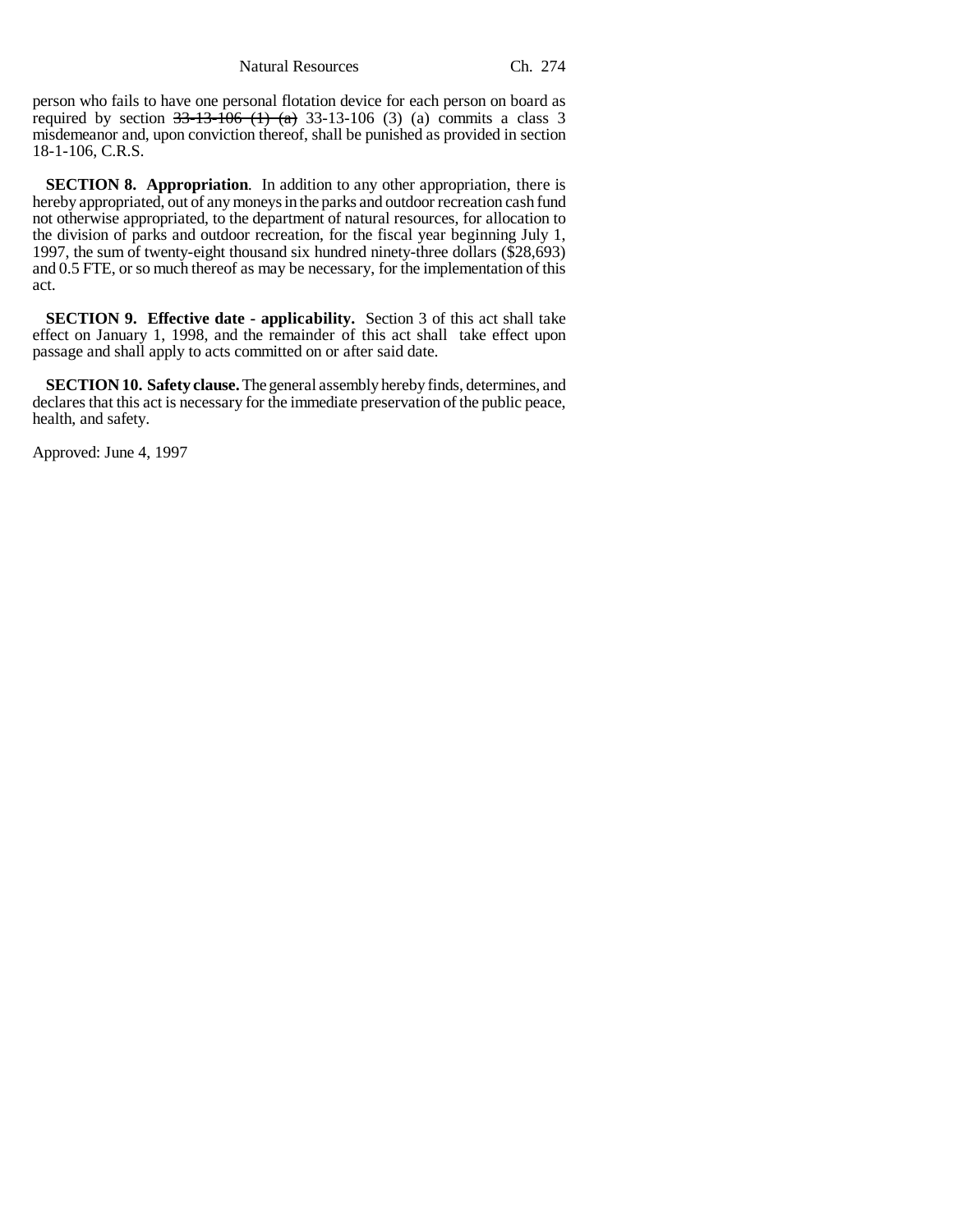person who fails to have one personal flotation device for each person on board as required by section ~~33-13-106 (1) (a)~~ 33-13-106 (3) (a) commits a class 3 misdemeanor and, upon conviction thereof, shall be punished as provided in section 18-1-106, C.R.S.

**SECTION 8. Appropriation**. In addition to any other appropriation, there is hereby appropriated, out of any moneys in the parks and outdoor recreation cash fund not otherwise appropriated, to the department of natural resources, for allocation to the division of parks and outdoor recreation, for the fiscal year beginning July 1, 1997, the sum of twenty-eight thousand six hundred ninety-three dollars ($28,693) and 0.5 FTE, or so much thereof as may be necessary, for the implementation of this act.

**SECTION 9. Effective date - applicability.** Section 3 of this act shall take effect on January 1, 1998, and the remainder of this act shall take effect upon passage and shall apply to acts committed on or after said date.

**SECTION 10. Safety clause.** The general assembly hereby finds, determines, and declares that this act is necessary for the immediate preservation of the public peace, health, and safety.

Approved: June 4, 1997